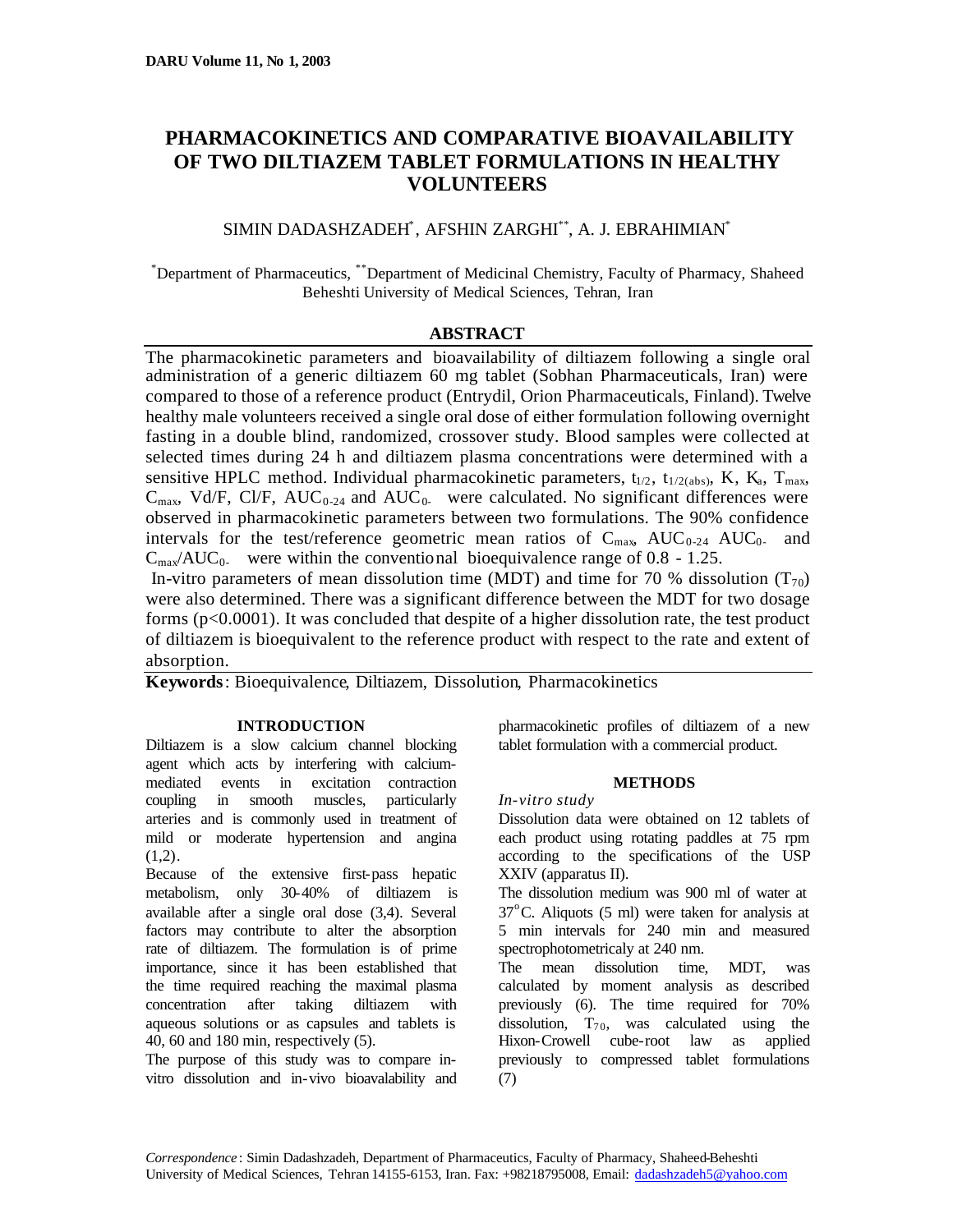# PHARMACOKINETICS AND COMPARATIVE BIOAVAILABILITY OF TWO DILTIAZEM TABLET FORMULATIONS IN HEALTHY VOLUNTEERS

SIMIN DADASHZADEH[*], AFSHIN ZARGHI[**], A. J. EBRAHIMIAN[*]

[*]Department of Pharmaceutics, [**]Department of Medicinal Chemistry, Faculty of Pharmacy, Shaheed Beheshti University of Medical Sciences, Tehran, Iran

## ABSTRACT

The pharmacokinetic parameters and bioavailability of diltiazem following a single oral administration of a generic diltiazem 60 mg tablet (Sobhan Pharmaceuticals, Iran) were compared to those of a reference product (Entrydil, Orion Pharmaceuticals, Finland). Twelve healthy male volunteers received a single oral dose of either formulation following overnight fasting in a double blind, randomized, crossover study. Blood samples were collected at selected times during 24 h and diltiazem plasma concentrations were determined with a sensitive HPLC method. Individual pharmacokinetic parameters, $t_{1/2}$, $t_{1/2(abs)}$, K, $K_a$, $T_{max}$, $C_{max}$, Vd/F, Cl/F, $AUC_{0-24}$ and $AUC_{0-\infty}$ were calculated. No significant differences were observed in pharmacokinetic parameters between two formulations. The 90% confidence intervals for the test/reference geometric mean ratios of $C_{max}$, $AUC_{0-24}$ $AUC_{0-\infty}$ and $C_{max}/AUC_{0-\infty}$ were within the conventional bioequivalence range of 0.8 - 1.25.

In-vitro parameters of mean dissolution time (MDT) and time for 70 % dissolution ($T_{70}$) were also determined. There was a significant difference between the MDT for two dosage forms ($p<0.0001$). It was concluded that despite of a higher dissolution rate, the test product of diltiazem is bioequivalent to the reference product with respect to the rate and extent of absorption.

**Keywords**: Bioequivalence, Diltiazem, Dissolution, Pharmacokinetics

## INTRODUCTION

Diltiazem is a slow calcium channel blocking agent which acts by interfering with calcium-mediated events in excitation contraction coupling in smooth muscles, particularly arteries and is commonly used in treatment of mild or moderate hypertension and angina (1,2).

Because of the extensive first-pass hepatic metabolism, only 30-40% of diltiazem is available after a single oral dose (3,4). Several factors may contribute to alter the absorption rate of diltiazem. The formulation is of prime importance, since it has been established that the time required reaching the maximal plasma concentration after taking diltiazem with aqueous solutions or as capsules and tablets is 40, 60 and 180 min, respectively (5).

The purpose of this study was to compare in-vitro dissolution and in-vivo bioavalability and pharmacokinetic profiles of diltiazem of a new tablet formulation with a commercial product.

## METHODS

*In-vitro study*

Dissolution data were obtained on 12 tablets of each product using rotating paddles at 75 rpm according to the specifications of the USP XXIV (apparatus II).

The dissolution medium was 900 ml of water at 37°C. Aliquots (5 ml) were taken for analysis at 5 min intervals for 240 min and measured spectrophotometricaly at 240 nm.

The mean dissolution time, MDT, was calculated by moment analysis as described previously (6). The time required for 70% dissolution, $T_{70}$, was calculated using the Hixon-Crowell cube-root law as applied previously to compressed tablet formulations (7)

*Correspondence*: Simin Dadashzadeh, Department of Pharmaceutics, Faculty of Pharmacy, Shaheed-Beheshti University of Medical Sciences, Tehran 14155-6153, Iran. Fax: +98218795008, Email: dadashzadeh5@yahoo.com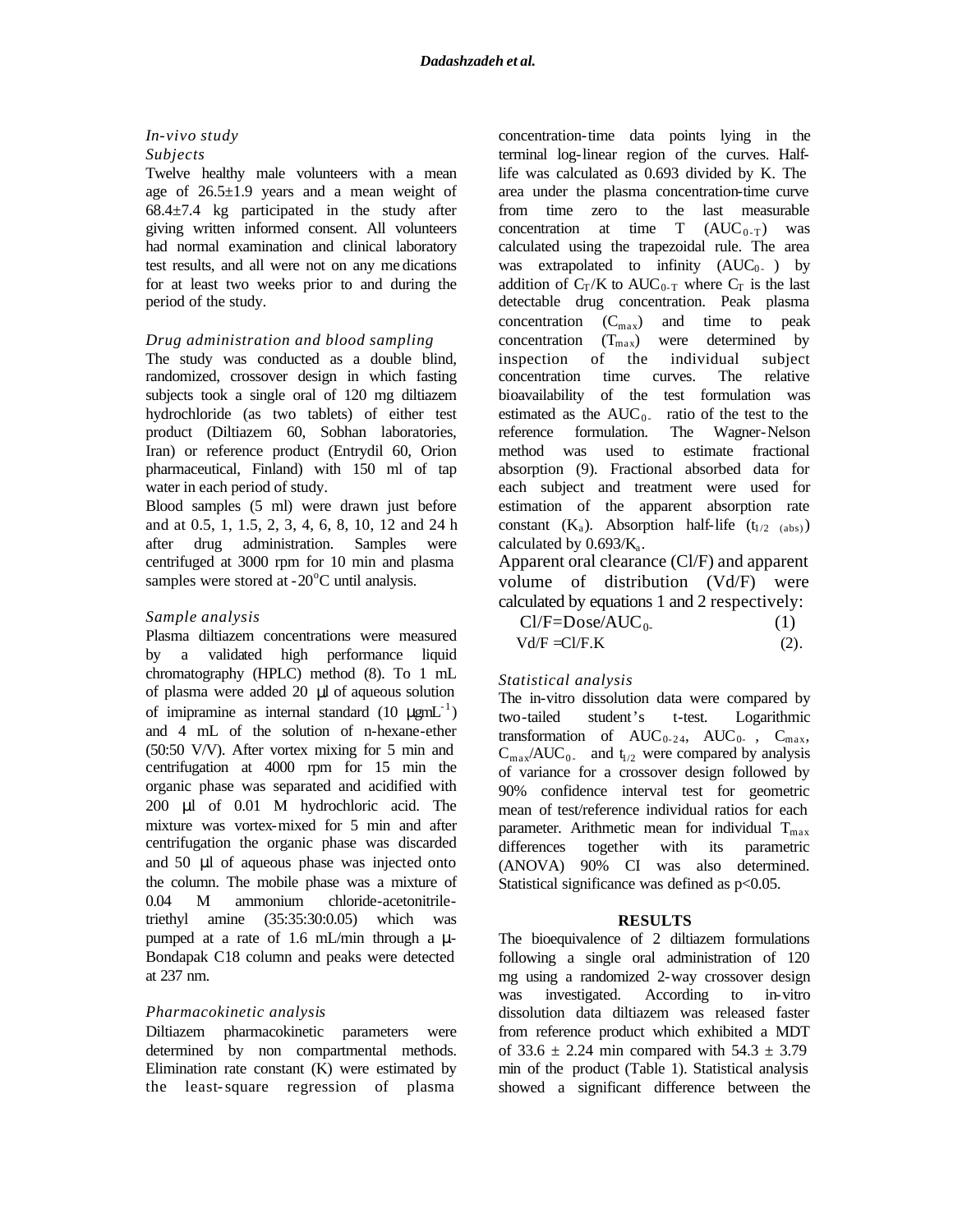### *In-vivo study*

#### *Subjects*

Twelve healthy male volunteers with a mean age of 26.5±1.9 years and a mean weight of 68.4±7.4 kg participated in the study after giving written informed consent. All volunteers had normal examination and clinical laboratory test results, and all were not on any medications for at least two weeks prior to and during the period of the study.

#### *Drug administration and blood sampling*

The study was conducted as a double blind, randomized, crossover design in which fasting subjects took a single oral of 120 mg diltiazem hydrochloride (as two tablets) of either test product (Diltiazem 60, Sobhan laboratories, Iran) or reference product (Entrydil 60, Orion pharmaceutical, Finland) with 150 ml of tap water in each period of study.

Blood samples (5 ml) were drawn just before and at 0.5, 1, 1.5, 2, 3, 4, 6, 8, 10, 12 and 24 h after drug administration. Samples were centrifuged at 3000 rpm for 10 min and plasma samples were stored at -20°C until analysis.

#### *Sample analysis*

Plasma diltiazem concentrations were measured by a validated high performance liquid chromatography (HPLC) method (8). To 1 mL of plasma were added 20 µl of aqueous solution of imipramine as internal standard (10 µgmL$^{-1}$) and 4 mL of the solution of n-hexane-ether (50:50 V/V). After vortex mixing for 5 min and centrifugation at 4000 rpm for 15 min the organic phase was separated and acidified with 200 µl of 0.01 M hydrochloric acid. The mixture was vortex-mixed for 5 min and after centrifugation the organic phase was discarded and 50 µl of aqueous phase was injected onto the column. The mobile phase was a mixture of 0.04 M ammonium chloride-acetonitrile-triethyl amine (35:35:30:0.05) which was pumped at a rate of 1.6 mL/min through a µ-Bondapak C18 column and peaks were detected at 237 nm.

#### *Pharmacokinetic analysis*

Diltiazem pharmacokinetic parameters were determined by non compartmental methods. Elimination rate constant (K) were estimated by the least-square regression of plasma concentration-time data points lying in the terminal log-linear region of the curves. Half-life was calculated as 0.693 divided by K. The area under the plasma concentration-time curve from time zero to the last measurable concentration at time T ($AUC_{0-T}$) was calculated using the trapezoidal rule. The area was extrapolated to infinity ($AUC_{0-∞}$) by addition of $C_T/K$ to $AUC_{0-T}$ where $C_T$ is the last detectable drug concentration. Peak plasma concentration ($C_{max}$) and time to peak concentration ($T_{max}$) were determined by inspection of the individual subject concentration time curves. The relative bioavailability of the test formulation was estimated as the $AUC_{0-∞}$ ratio of the test to the reference formulation. The Wagner-Nelson method was used to estimate fractional absorption (9). Fractional absorbed data for each subject and treatment were used for estimation of the apparent absorption rate constant ($K_a$). Absorption half-life ($t_{1/2\ (abs)}$) calculated by $0.693/K_a$.

Apparent oral clearance (Cl/F) and apparent volume of distribution (Vd/F) were calculated by equations 1 and 2 respectively:

$$Cl/F = Dose/AUC_{0-∞} \quad (1)$$

$$Vd/F = Cl/F.K \quad (2).$$

#### *Statistical analysis*

The in-vitro dissolution data were compared by two-tailed student's t-test. Logarithmic transformation of $AUC_{0-24}$, $AUC_{0-∞}$, $C_{max}$, $C_{max}/AUC_{0-∞}$ and $t_{1/2}$ were compared by analysis of variance for a crossover design followed by 90% confidence interval test for geometric mean of test/reference individual ratios for each parameter. Arithmetic mean for individual $T_{max}$ differences together with its parametric (ANOVA) 90% CI was also determined. Statistical significance was defined as $p<0.05$.

## RESULTS

The bioequivalence of 2 diltiazem formulations following a single oral administration of 120 mg using a randomized 2-way crossover design was investigated. According to in-vitro dissolution data diltiazem was released faster from reference product which exhibited a MDT of 33.6 ± 2.24 min compared with 54.3 ± 3.79 min of the product (Table 1). Statistical analysis showed a significant difference between the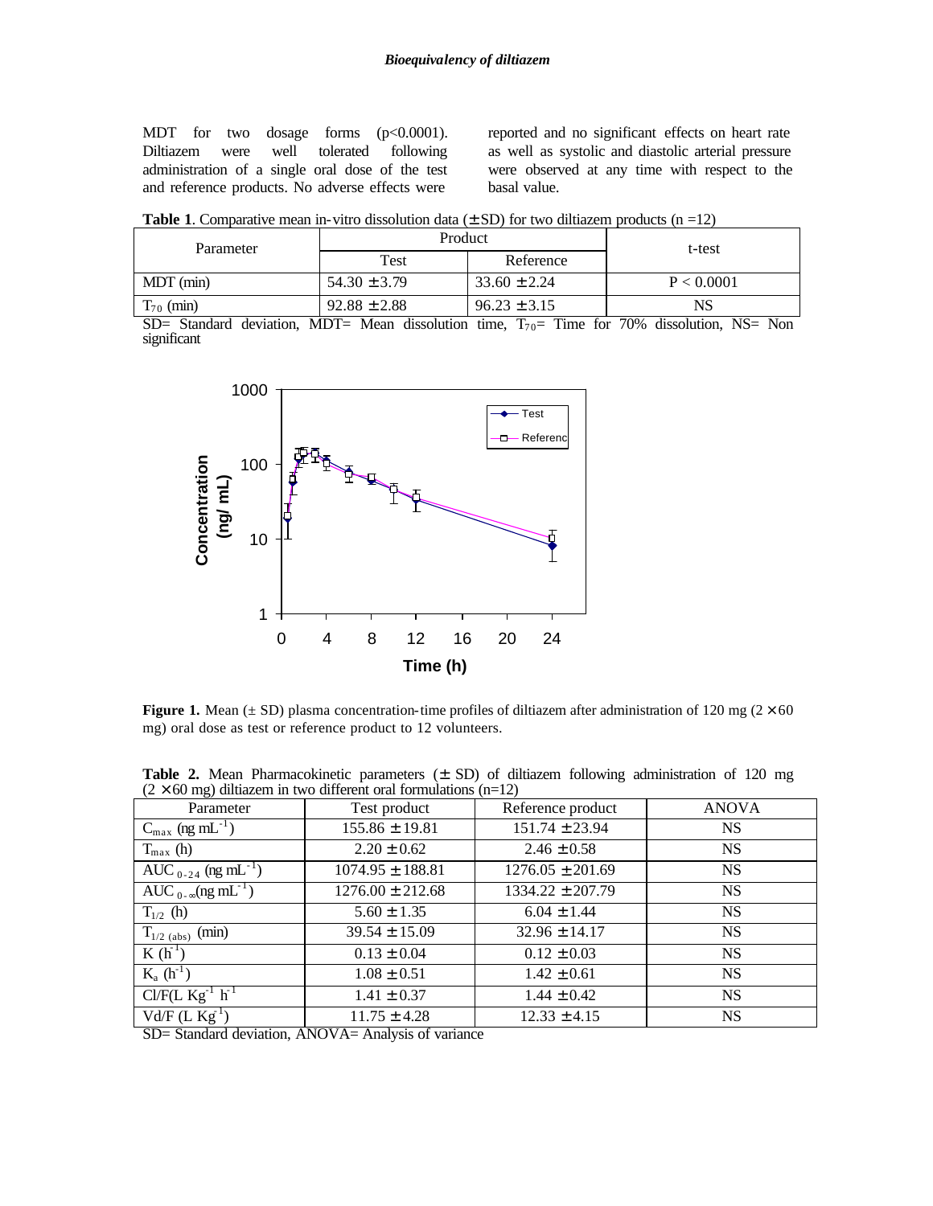MDT for two dosage forms ($p<0.0001$). Diltiazem were well tolerated following administration of a single oral dose of the test and reference products. No adverse effects were reported and no significant effects on heart rate as well as systolic and diastolic arterial pressure were observed at any time with respect to the basal value.

**Table 1**. Comparative mean in-vitro dissolution data (± SD) for two diltiazem products (n =12)

| Parameter | Product | | t-test |
|---|---|---|---|
| | Test | Reference | |
| MDT (min) | 54.30 ± 3.79 | 33.60 ± 2.24 | P < 0.0001 |
| $T_{70}$ (min) | 92.88 ± 2.88 | 96.23 ± 3.15 | NS |

SD= Standard deviation, MDT= Mean dissolution time, $T_{70}$= Time for 70% dissolution, NS= Non significant

**Figure 1.** Mean (± SD) plasma concentration-time profiles of diltiazem after administration of 120 mg (2 × 60 mg) oral dose as test or reference product to 12 volunteers.

**Table 2.** Mean Pharmacokinetic parameters (± SD) of diltiazem following administration of 120 mg (2 × 60 mg) diltiazem in two different oral formulations (n=12)

| Parameter | Test product | Reference product | ANOVA |
|---|---|---|---|
| $C_{max}$ (ng mL$^{-1}$) | 155.86 ± 19.81 | 151.74 ± 23.94 | NS |
| $T_{max}$ (h) | 2.20 ± 0.62 | 2.46 ± 0.58 | NS |
| $AUC_{0-24}$ (ng mL$^{-1}$) | 1074.95 ± 188.81 | 1276.05 ± 201.69 | NS |
| $AUC_{0-\infty}$(ng mL$^{-1}$) | 1276.00 ± 212.68 | 1334.22 ± 207.79 | NS |
| $T_{1/2}$ (h) | 5.60 ± 1.35 | 6.04 ± 1.44 | NS |
| $T_{1/2\ (abs)}$ (min) | 39.54 ± 15.09 | 32.96 ± 14.17 | NS |
| K (h$^{-1}$) | 0.13 ± 0.04 | 0.12 ± 0.03 | NS |
| $K_a$ (h$^{-1}$) | 1.08 ± 0.51 | 1.42 ± 0.61 | NS |
| Cl/F(L Kg$^{-1}$ h$^{-1}$ | 1.41 ± 0.37 | 1.44 ± 0.42 | NS |
| Vd/F (L Kg$^{-1}$) | 11.75 ± 4.28 | 12.33 ± 4.15 | NS |

SD= Standard deviation, ANOVA= Analysis of variance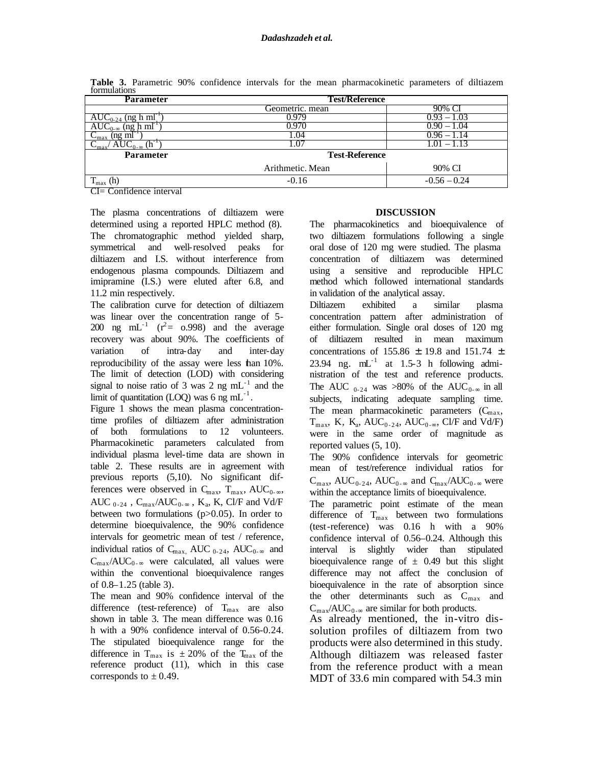**Table 3.** Parametric 90% confidence intervals for the mean pharmacokinetic parameters of diltiazem formulations

| Parameter | Test/Reference | |
|---|---|---|
| | Geometric. mean | 90% CI |
| $AUC_{0-24}$ (ng h ml$^{-1}$) | 0.979 | 0.93 – 1.03 |
| $AUC_{0-\infty}$ (ng h ml$^{-1}$) | 0.970 | 0.90 – 1.04 |
| $C_{max}$ (ng ml$^{-1}$) | 1.04 | 0.96 – 1.14 |
| $C_{max}$/ $AUC_{0-\infty}$ (h$^{-1}$) | 1.07 | 1.01 – 1.13 |
| **Parameter** | **Test-Reference** | |
| | Arithmetic. Mean | 90% CI |
| $T_{max}$ (h) | -0.16 | -0.56 – 0.24 |

CI= Confidence interval

The plasma concentrations of diltiazem were determined using a reported HPLC method (8). The chromatographic method yielded sharp, symmetrical and well-resolved peaks for diltiazem and I.S. without interference from endogenous plasma compounds. Diltiazem and imipramine (I.S.) were eluted after 6.8, and 11.2 min respectively.

The calibration curve for detection of diltiazem was linear over the concentration range of 5-200 ng mL$^{-1}$ ($r^2$= o.998) and the average recovery was about 90%. The coefficients of variation of intra-day and inter-day reproducibility of the assay were less than 10%. The limit of detection (LOD) with considering signal to noise ratio of 3 was 2 ng mL$^{-1}$ and the limit of quantitation (LOQ) was 6 ng mL$^{-1}$.

Figure 1 shows the mean plasma concentration-time profiles of diltiazem after administration of both formulations to 12 volunteers. Pharmacokinetic parameters calculated from individual plasma level-time data are shown in table 2. These results are in agreement with previous reports (5,10). No significant differences were observed in $C_{max}$, $T_{max}$, $AUC_{0-\infty}$, $AUC_{0-24}$, $C_{max}/AUC_{0-\infty}$, $K_a$, K, Cl/F and Vd/F between two formulations (p>0.05). In order to determine bioequivalence, the 90% confidence intervals for geometric mean of test / reference, individual ratios of $C_{max}$, $AUC_{0-24}$, $AUC_{0-\infty}$ and $C_{max}/AUC_{0-\infty}$ were calculated, all values were within the conventional bioequivalence ranges of 0.8–1.25 (table 3).

The mean and 90% confidence interval of the difference (test-reference) of $T_{max}$ are also shown in table 3. The mean difference was 0.16 h with a 90% confidence interval of 0.56-0.24. The stipulated bioequivalence range for the difference in $T_{max}$ is ± 20% of the $T_{max}$ of the reference product (11), which in this case corresponds to ± 0.49.

## DISCUSSION

The pharmacokinetics and bioequivalence of two diltiazem formulations following a single oral dose of 120 mg were studied. The plasma concentration of diltiazem was determined using a sensitive and reproducible HPLC method which followed international standards in validation of the analytical assay.

Diltiazem exhibited a similar plasma concentration pattern after administration of either formulation. Single oral doses of 120 mg of diltiazem resulted in mean maximum concentrations of 155.86 ± 19.8 and 151.74 ± 23.94 ng. mL$^{-1}$ at 1.5-3 h following administration of the test and reference products. The $AUC_{0-24}$ was >80% of the $AUC_{0-\infty}$ in all subjects, indicating adequate sampling time. The mean pharmacokinetic parameters ($C_{max}$, $T_{max}$, K, $K_a$, $AUC_{0-24}$, $AUC_{0-\infty}$, Cl/F and Vd/F) were in the same order of magnitude as reported values (5, 10).

The 90% confidence intervals for geometric mean of test/reference individual ratios for $C_{max}$, $AUC_{0-24}$, $AUC_{0-\infty}$ and $C_{max}/AUC_{0-\infty}$ were within the acceptance limits of bioequivalence.

The parametric point estimate of the mean difference of $T_{max}$ between two formulations (test-reference) was 0.16 h with a 90% confidence interval of 0.56–0.24. Although this interval is slightly wider than stipulated bioequivalence range of ± 0.49 but this slight difference may not affect the conclusion of bioequivalence in the rate of absorption since the other determinants such as $C_{max}$ and $C_{max}/AUC_{0-\infty}$ are similar for both products.

As already mentioned, the in-vitro dissolution profiles of diltiazem from two products were also determined in this study. Although diltiazem was released faster from the reference product with a mean MDT of 33.6 min compared with 54.3 min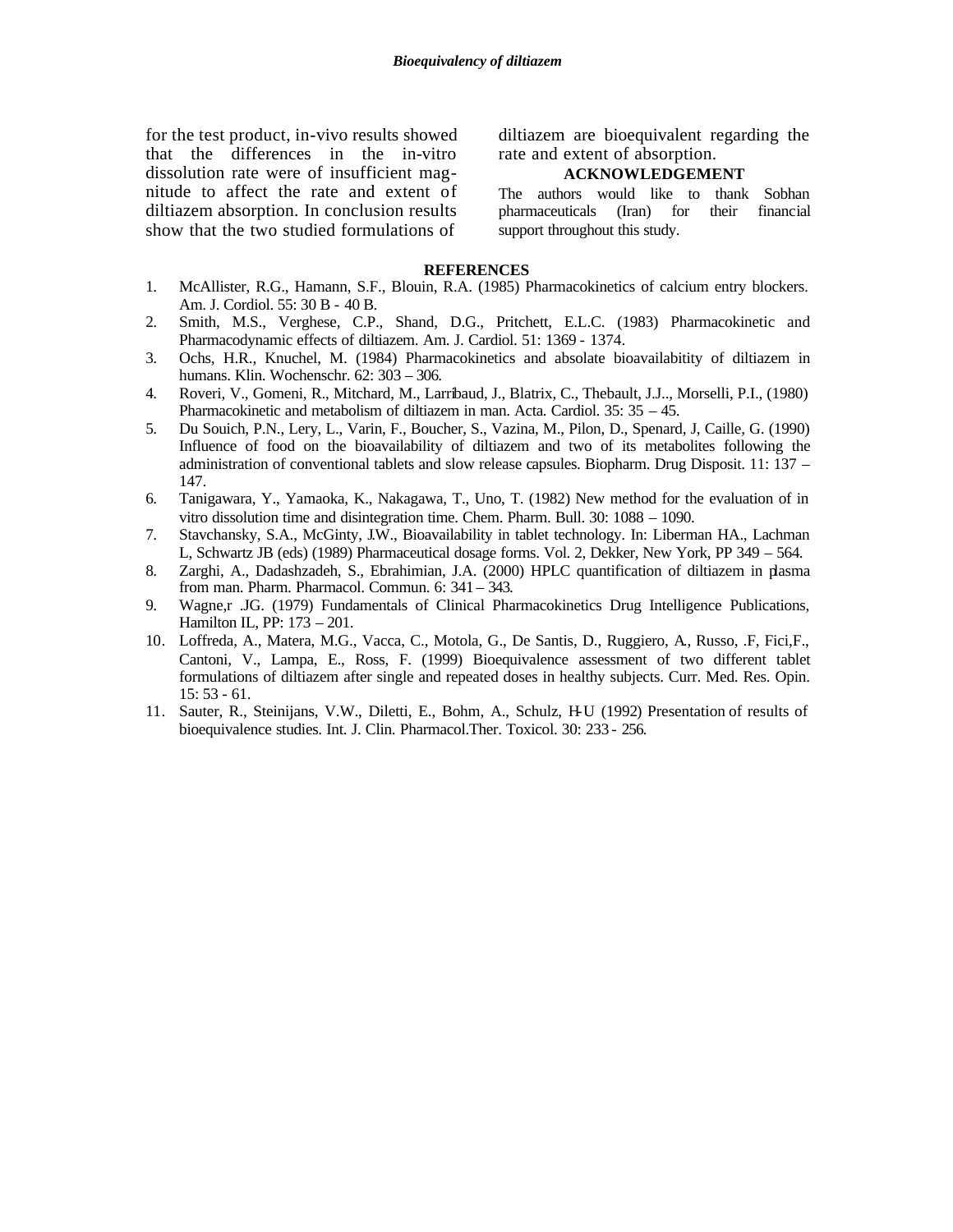for the test product, in-vivo results showed that the differences in the in-vitro dissolution rate were of insufficient magnitude to affect the rate and extent of diltiazem absorption. In conclusion results show that the two studied formulations of diltiazem are bioequivalent regarding the rate and extent of absorption.

## ACKNOWLEDGEMENT

The authors would like to thank Sobhan pharmaceuticals (Iran) for their financial support throughout this study.

## REFERENCES

1. McAllister, R.G., Hamann, S.F., Blouin, R.A. (1985) Pharmacokinetics of calcium entry blockers. Am. J. Cordiol. 55: 30 B - 40 B.
2. Smith, M.S., Verghese, C.P., Shand, D.G., Pritchett, E.L.C. (1983) Pharmacokinetic and Pharmacodynamic effects of diltiazem. Am. J. Cardiol. 51: 1369 - 1374.
3. Ochs, H.R., Knuchel, M. (1984) Pharmacokinetics and absolate bioavailabitity of diltiazem in humans. Klin. Wochenschr. 62: 303 – 306.
4. Roveri, V., Gomeni, R., Mitchard, M., Larribaud, J., Blatrix, C., Thebault, J.J.., Morselli, P.I., (1980) Pharmacokinetic and metabolism of diltiazem in man. Acta. Cardiol. 35: 35 – 45.
5. Du Souich, P.N., Lery, L., Varin, F., Boucher, S., Vazina, M., Pilon, D., Spenard, J, Caille, G. (1990) Influence of food on the bioavailability of diltiazem and two of its metabolites following the administration of conventional tablets and slow release capsules. Biopharm. Drug Disposit. 11: 137 – 147.
6. Tanigawara, Y., Yamaoka, K., Nakagawa, T., Uno, T. (1982) New method for the evaluation of in vitro dissolution time and disintegration time. Chem. Pharm. Bull. 30: 1088 – 1090.
7. Stavchansky, S.A., McGinty, J.W., Bioavailability in tablet technology. In: Liberman HA., Lachman L, Schwartz JB (eds) (1989) Pharmaceutical dosage forms. Vol. 2, Dekker, New York, PP 349 – 564.
8. Zarghi, A., Dadashzadeh, S., Ebrahimian, J.A. (2000) HPLC quantification of diltiazem in plasma from man. Pharm. Pharmacol. Commun. 6: 341 – 343.
9. Wagne,r .JG. (1979) Fundamentals of Clinical Pharmacokinetics Drug Intelligence Publications, Hamilton IL, PP: 173 – 201.
10. Loffreda, A., Matera, M.G., Vacca, C., Motola, G., De Santis, D., Ruggiero, A., Russo, .F, Fici,F., Cantoni, V., Lampa, E., Ross, F. (1999) Bioequivalence assessment of two different tablet formulations of diltiazem after single and repeated doses in healthy subjects. Curr. Med. Res. Opin. 15: 53 - 61.
11. Sauter, R., Steinijans, V.W., Diletti, E., Bohm, A., Schulz, H-U (1992) Presentation of results of bioequivalence studies. Int. J. Clin. Pharmacol.Ther. Toxicol. 30: 233 - 256.